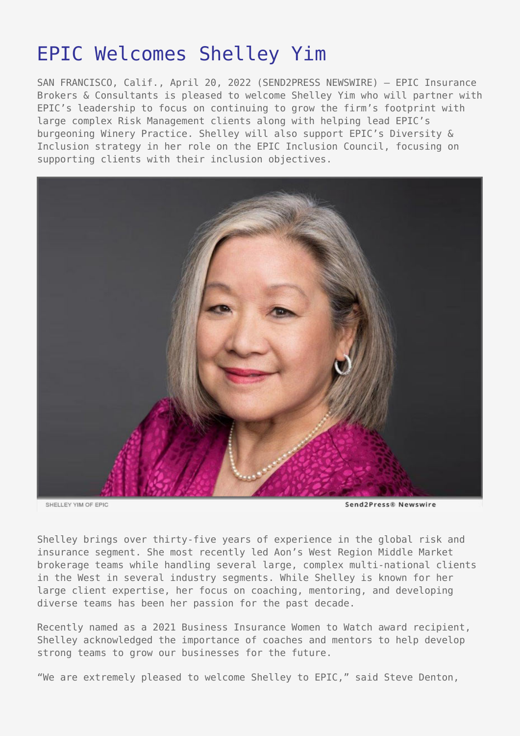# EPIC Welcomes Shelley Yim

SAN FRANCISCO, Calif., April 20, 2022 (SEND2PRESS NEWSWIRE) — EPIC Insurance Brokers & Consultants is pleased to welcome Shelley Yim who will partner with EPIC's leadership to focus on continuing to grow the firm's footprint with large complex Risk Management clients along with helping lead EPIC's burgeoning Winery Practice. Shelley will also support EPIC's Diversity & Inclusion strategy in her role on the EPIC Inclusion Council, focusing on supporting clients with their inclusion objectives.

SHELLEY YIM OF EPIC

Shelley brings over thirty-five years of experience in the global risk and insurance segment. She most recently led Aon's West Region Middle Market brokerage teams while handling several large, complex multi-national clients in the West in several industry segments. While Shelley is known for her large client expertise, her focus on coaching, mentoring, and developing diverse teams has been her passion for the past decade.

Recently named as a 2021 Business Insurance Women to Watch award recipient, Shelley acknowledged the importance of coaches and mentors to help develop strong teams to grow our businesses for the future.

"We are extremely pleased to welcome Shelley to EPIC," said Steve Denton,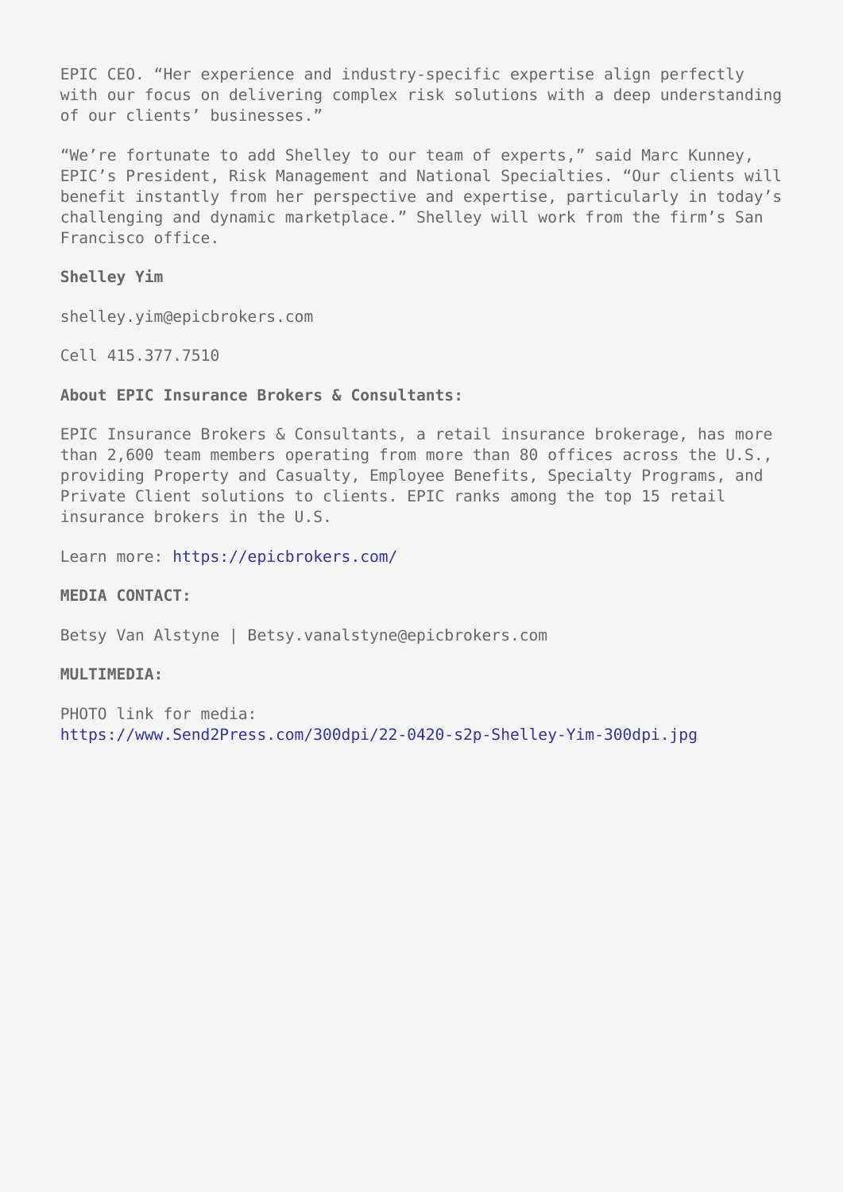EPIC CEO. “Her experience and industry-specific expertise align perfectly with our focus on delivering complex risk solutions with a deep understanding of our clients’ businesses.”

“We’re fortunate to add Shelley to our team of experts,” said Marc Kunney, EPIC’s President, Risk Management and National Specialties. “Our clients will benefit instantly from her perspective and expertise, particularly in today’s challenging and dynamic marketplace.” Shelley will work from the firm’s San Francisco office.

**Shelley Yim**

shelley.yim@epicbrokers.com

Cell 415.377.7510

**About EPIC Insurance Brokers & Consultants:**

EPIC Insurance Brokers & Consultants, a retail insurance brokerage, has more than 2,600 team members operating from more than 80 offices across the U.S., providing Property and Casualty, Employee Benefits, Specialty Programs, and Private Client solutions to clients. EPIC ranks among the top 15 retail insurance brokers in the U.S.

Learn more: https://epicbrokers.com/

**MEDIA CONTACT:**

Betsy Van Alstyne | Betsy.vanalstyne@epicbrokers.com

**MULTIMEDIA:**

PHOTO link for media: https://www.Send2Press.com/300dpi/22-0420-s2p-Shelley-Yim-300dpi.jpg